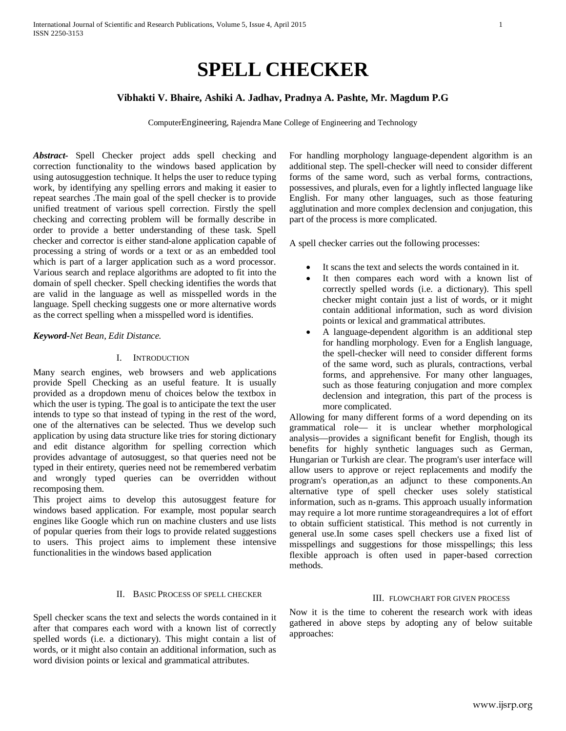# SPELL CHECKER

**Vibhakti V. Bhaire, Ashiki A. Jadhav, Pradnya A. Pashte, Mr. Magdum P.G**

ComputerEngineering, Rajendra Mane College of Engineering and Technology

***Abstract-*** Spell Checker project adds spell checking and correction functionality to the windows based application by using autosuggestion technique. It helps the user to reduce typing work, by identifying any spelling errors and making it easier to repeat searches .The main goal of the spell checker is to provide unified treatment of various spell correction. Firstly the spell checking and correcting problem will be formally describe in order to provide a better understanding of these task. Spell checker and corrector is either stand-alone application capable of processing a string of words or a text or as an embedded tool which is part of a larger application such as a word processor. Various search and replace algorithms are adopted to fit into the domain of spell checker. Spell checking identifies the words that are valid in the language as well as misspelled words in the language. Spell checking suggests one or more alternative words as the correct spelling when a misspelled word is identifies.

***Keyword-****Net Bean, Edit Distance.*

## I. Introduction

Many search engines, web browsers and web applications provide Spell Checking as an useful feature. It is usually provided as a dropdown menu of choices below the textbox in which the user is typing. The goal is to anticipate the text the user intends to type so that instead of typing in the rest of the word, one of the alternatives can be selected. Thus we develop such application by using data structure like tries for storing dictionary and edit distance algorithm for spelling correction which provides advantage of autosuggest, so that queries need not be typed in their entirety, queries need not be remembered verbatim and wrongly typed queries can be overridden without recomposing them.

This project aims to develop this autosuggest feature for windows based application. For example, most popular search engines like Google which run on machine clusters and use lists of popular queries from their logs to provide related suggestions to users. This project aims to implement these intensive functionalities in the windows based application

## II. Basic Process of spell checker

Spell checker scans the text and selects the words contained in it after that compares each word with a known list of correctly spelled words (i.e. a dictionary). This might contain a list of words, or it might also contain an additional information, such as word division points or lexical and grammatical attributes.

For handling morphology language-dependent algorithm is an additional step. The spell-checker will need to consider different forms of the same word, such as verbal forms, contractions, possessives, and plurals, even for a lightly inflected language like English. For many other languages, such as those featuring agglutination and more complex declension and conjugation, this part of the process is more complicated.

A spell checker carries out the following processes:

- It scans the text and selects the words contained in it.
- It then compares each word with a known list of correctly spelled words (i.e. a dictionary). This spell checker might contain just a list of words, or it might contain additional information, such as word division points or lexical and grammatical attributes.
- A language-dependent algorithm is an additional step for handling morphology. Even for a English language, the spell-checker will need to consider different forms of the same word, such as plurals, contractions, verbal forms, and apprehensive. For many other languages, such as those featuring conjugation and more complex declension and integration, this part of the process is more complicated.

Allowing for many different forms of a word depending on its grammatical role— it is unclear whether morphological analysis—provides a significant benefit for English, though its benefits for highly synthetic languages such as German, Hungarian or Turkish are clear. The program's user interface will allow users to approve or reject replacements and modify the program's operation,as an adjunct to these components.An alternative type of spell checker uses solely statistical information, such as n-grams. This approach usually information may require a lot more runtime storageandrequires a lot of effort to obtain sufficient statistical. This method is not currently in general use.In some cases spell checkers use a fixed list of misspellings and suggestions for those misspellings; this less flexible approach is often used in paper-based correction methods.

## III. Flowchart for given process

Now it is the time to coherent the research work with ideas gathered in above steps by adopting any of below suitable approaches: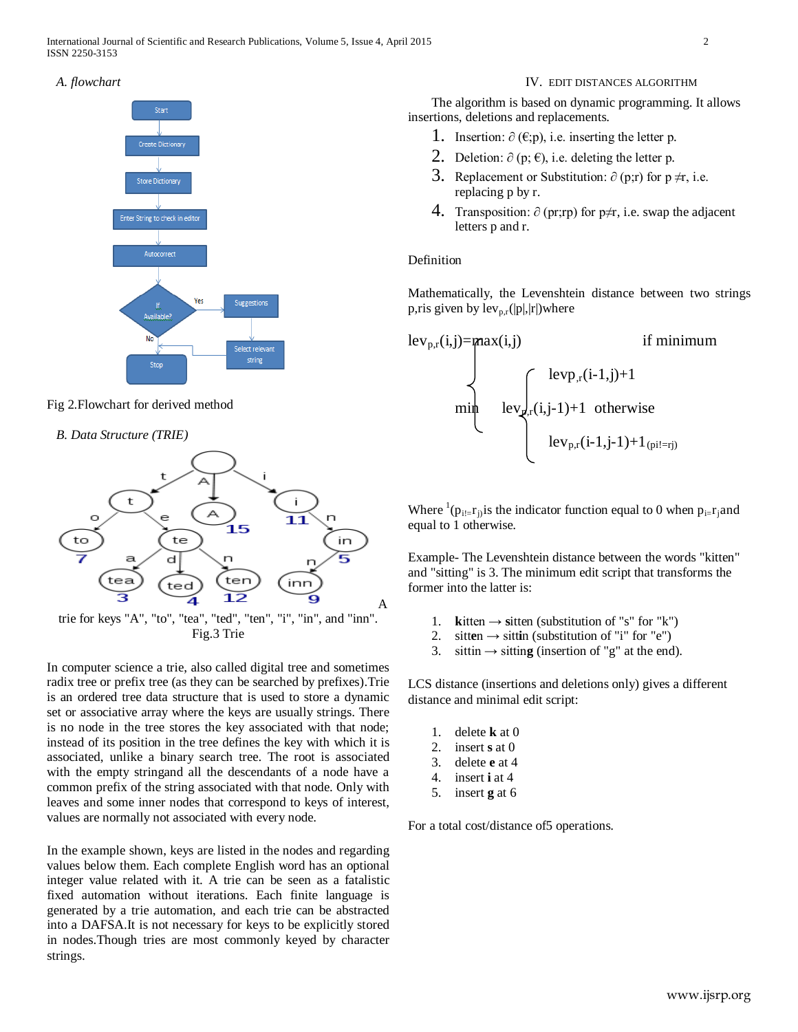### A. flowchart

Fig 2.Flowchart for derived method

### B. Data Structure (TRIE)

A trie for keys "A", "to", "tea", "ted", "ten", "i", "in", and "inn".

Fig.3 Trie

In computer science a trie, also called digital tree and sometimes radix tree or prefix tree (as they can be searched by prefixes).Trie is an ordered tree data structure that is used to store a dynamic set or associative array where the keys are usually strings. There is no node in the tree stores the key associated with that node; instead of its position in the tree defines the key with which it is associated, unlike a binary search tree. The root is associated with the empty stringand all the descendants of a node have a common prefix of the string associated with that node. Only with leaves and some inner nodes that correspond to keys of interest, values are normally not associated with every node.

In the example shown, keys are listed in the nodes and regarding values below them. Each complete English word has an optional integer value related with it. A trie can be seen as a fatalistic fixed automation without iterations. Each finite language is generated by a trie automation, and each trie can be abstracted into a DAFSA.It is not necessary for keys to be explicitly stored in nodes.Though tries are most commonly keyed by character strings.

## IV. EDIT DISTANCES ALGORITHM

The algorithm is based on dynamic programming. It allows insertions, deletions and replacements.

1. Insertion: ∂ (€;p), i.e. inserting the letter p.
2. Deletion: ∂ (p; €), i.e. deleting the letter p.
3. Replacement or Substitution: ∂ (p;r) for p ≠r, i.e. replacing p by r.
4. Transposition: ∂ (pr;rp) for p≠r, i.e. swap the adjacent letters p and r.

Definition

Mathematically, the Levenshtein distance between two strings p,ris given by $lev_{p,r}(|p|,|r|)$where

$$lev_{p,r}(i,j) = \begin{cases} max(i,j) & \text{if minimum} \\ min \begin{cases} levp_{,r}(i-1,j)+1 \\ lev_{p,r}(i,j-1)+1 \\ lev_{p,r}(i-1,j-1)+1_{(pi!=rj)} \end{cases} & \text{otherwise} \end{cases}$$

Where [1]$(p_{i!=}r_j)$is the indicator function equal to 0 when $p_{i=}r_j$and equal to 1 otherwise.

Example- The Levenshtein distance between the words "kitten" and "sitting" is 3. The minimum edit script that transforms the former into the latter is:

1. **k**itten → **s**itten (substitution of "s" for "k")
2. sitt**e**n → sitt**i**n (substitution of "i" for "e")
3. sittin → sittin**g** (insertion of "g" at the end).

LCS distance (insertions and deletions only) gives a different distance and minimal edit script:

1. delete **k** at 0
2. insert **s** at 0
3. delete **e** at 4
4. insert **i** at 4
5. insert **g** at 6

For a total cost/distance of5 operations.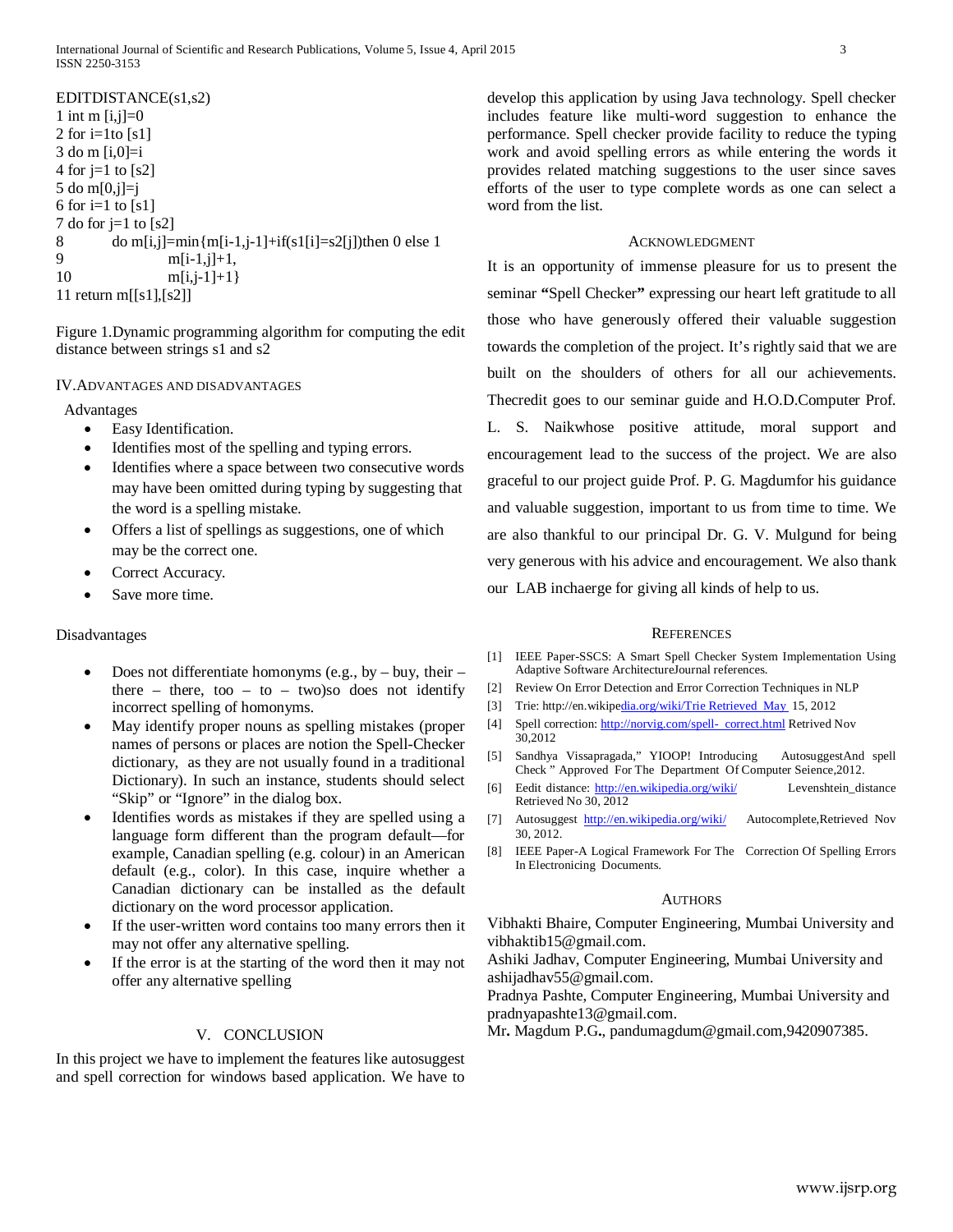```
EDITDISTANCE(s1,s2)
1 int m [i,j]=0
2 for i=1to [s1]
3 do m [i,0]=i
4 for j=1 to [s2]
5 do m[0,j]=j
6 for i=1 to [s1]
7 do for j=1 to [s2]
8         do m[i,j]=min{m[i-1,j-1]+if(s1[i]=s2[j])then 0 else 1
9                  m[i-1,j]+1,
10                 m[i,j-1]+1}
11 return m[[s1],[s2]]
```

Figure 1.Dynamic programming algorithm for computing the edit distance between strings s1 and s2

## IV.ADVANTAGES AND DISADVANTAGES

Advantages

- Easy Identification.
- Identifies most of the spelling and typing errors.
- Identifies where a space between two consecutive words may have been omitted during typing by suggesting that the word is a spelling mistake.
- Offers a list of spellings as suggestions, one of which may be the correct one.
- Correct Accuracy.
- Save more time.

Disadvantages

- Does not differentiate homonyms (e.g., by – buy, their – there – there, too – to – two)so does not identify incorrect spelling of homonyms.
- May identify proper nouns as spelling mistakes (proper names of persons or places are notion the Spell-Checker dictionary, as they are not usually found in a traditional Dictionary). In such an instance, students should select "Skip" or "Ignore" in the dialog box.
- Identifies words as mistakes if they are spelled using a language form different than the program default—for example, Canadian spelling (e.g. colour) in an American default (e.g., color). In this case, inquire whether a Canadian dictionary can be installed as the default dictionary on the word processor application.
- If the user-written word contains too many errors then it may not offer any alternative spelling.
- If the error is at the starting of the word then it may not offer any alternative spelling

## V. CONCLUSION

In this project we have to implement the features like autosuggest and spell correction for windows based application. We have to develop this application by using Java technology. Spell checker includes feature like multi-word suggestion to enhance the performance. Spell checker provide facility to reduce the typing work and avoid spelling errors as while entering the words it provides related matching suggestions to the user since saves efforts of the user to type complete words as one can select a word from the list.

## ACKNOWLEDGMENT

It is an opportunity of immense pleasure for us to present the seminar **"**Spell Checker**"** expressing our heart left gratitude to all those who have generously offered their valuable suggestion towards the completion of the project. It's rightly said that we are built on the shoulders of others for all our achievements. Thecredit goes to our seminar guide and H.O.D.Computer Prof. L. S. Naikwhose positive attitude, moral support and encouragement lead to the success of the project. We are also graceful to our project guide Prof. P. G. Magdumfor his guidance and valuable suggestion, important to us from time to time. We are also thankful to our principal Dr. G. V. Mulgund for being very generous with his advice and encouragement. We also thank our LAB inchaerge for giving all kinds of help to us.

## REFERENCES

[1] IEEE Paper-SSCS: A Smart Spell Checker System Implementation Using Adaptive Software ArchitectureJournal references.

[2] Review On Error Detection and Error Correction Techniques in NLP

[3] Trie: http://en.wikipedia.org/wiki/Trie Retrieved May 15, 2012

[4] Spell correction: http://norvig.com/spell- correct.html Retrived Nov 30,2012

[5] Sandhya Vissapragada," YIOOP! Introducing AutosuggestAnd spell Check " Approved For The Department Of Computer Seience,2012.

[6] Eedit distance: http://en.wikipedia.org/wiki/ Levenshtein_distance Retrieved No 30, 2012

[7] Autosuggest http://en.wikipedia.org/wiki/ Autocomplete,Retrieved Nov 30, 2012.

[8] IEEE Paper-A Logical Framework For The Correction Of Spelling Errors In Electronicing Documents.

## AUTHORS

Vibhakti Bhaire, Computer Engineering, Mumbai University and vibhaktib15@gmail.com.

Ashiki Jadhav, Computer Engineering, Mumbai University and ashijadhav55@gmail.com.

Pradnya Pashte, Computer Engineering, Mumbai University and pradnyapashte13@gmail.com.

Mr**.** Magdum P.G**.**, pandumagdum@gmail.com,9420907385.